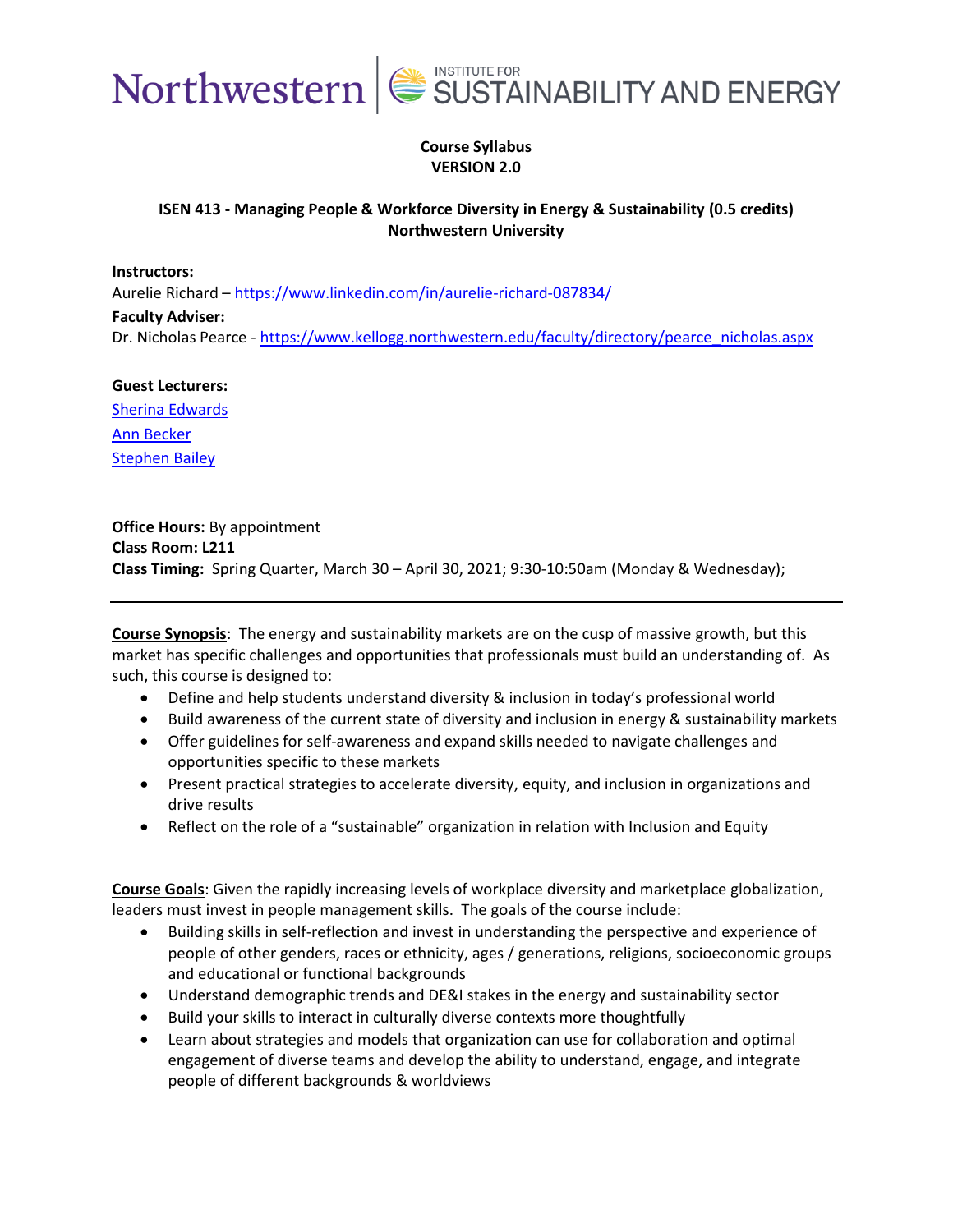Northwestern | INSTITUTE FOR SUSTAINABILITY AND ENERGY

**Course Syllabus**
**VERSION 2.0**

**ISEN 413 - Managing People & Workforce Diversity in Energy & Sustainability (0.5 credits)**
**Northwestern University**

**Instructors:**
Aurelie Richard – https://www.linkedin.com/in/aurelie-richard-087834/

**Faculty Adviser:**
Dr. Nicholas Pearce - https://www.kellogg.northwestern.edu/faculty/directory/pearce_nicholas.aspx

**Guest Lecturers:**
Sherina Edwards
Ann Becker
Stephen Bailey

**Office Hours:** By appointment
**Class Room: L211**
**Class Timing:** Spring Quarter, March 30 – April 30, 2021; 9:30-10:50am (Monday & Wednesday);

---

**Course Synopsis**: The energy and sustainability markets are on the cusp of massive growth, but this market has specific challenges and opportunities that professionals must build an understanding of. As such, this course is designed to:

- Define and help students understand diversity & inclusion in today's professional world
- Build awareness of the current state of diversity and inclusion in energy & sustainability markets
- Offer guidelines for self-awareness and expand skills needed to navigate challenges and opportunities specific to these markets
- Present practical strategies to accelerate diversity, equity, and inclusion in organizations and drive results
- Reflect on the role of a "sustainable" organization in relation with Inclusion and Equity

**Course Goals**: Given the rapidly increasing levels of workplace diversity and marketplace globalization, leaders must invest in people management skills. The goals of the course include:

- Building skills in self-reflection and invest in understanding the perspective and experience of people of other genders, races or ethnicity, ages / generations, religions, socioeconomic groups and educational or functional backgrounds
- Understand demographic trends and DE&I stakes in the energy and sustainability sector
- Build your skills to interact in culturally diverse contexts more thoughtfully
- Learn about strategies and models that organization can use for collaboration and optimal engagement of diverse teams and develop the ability to understand, engage, and integrate people of different backgrounds & worldviews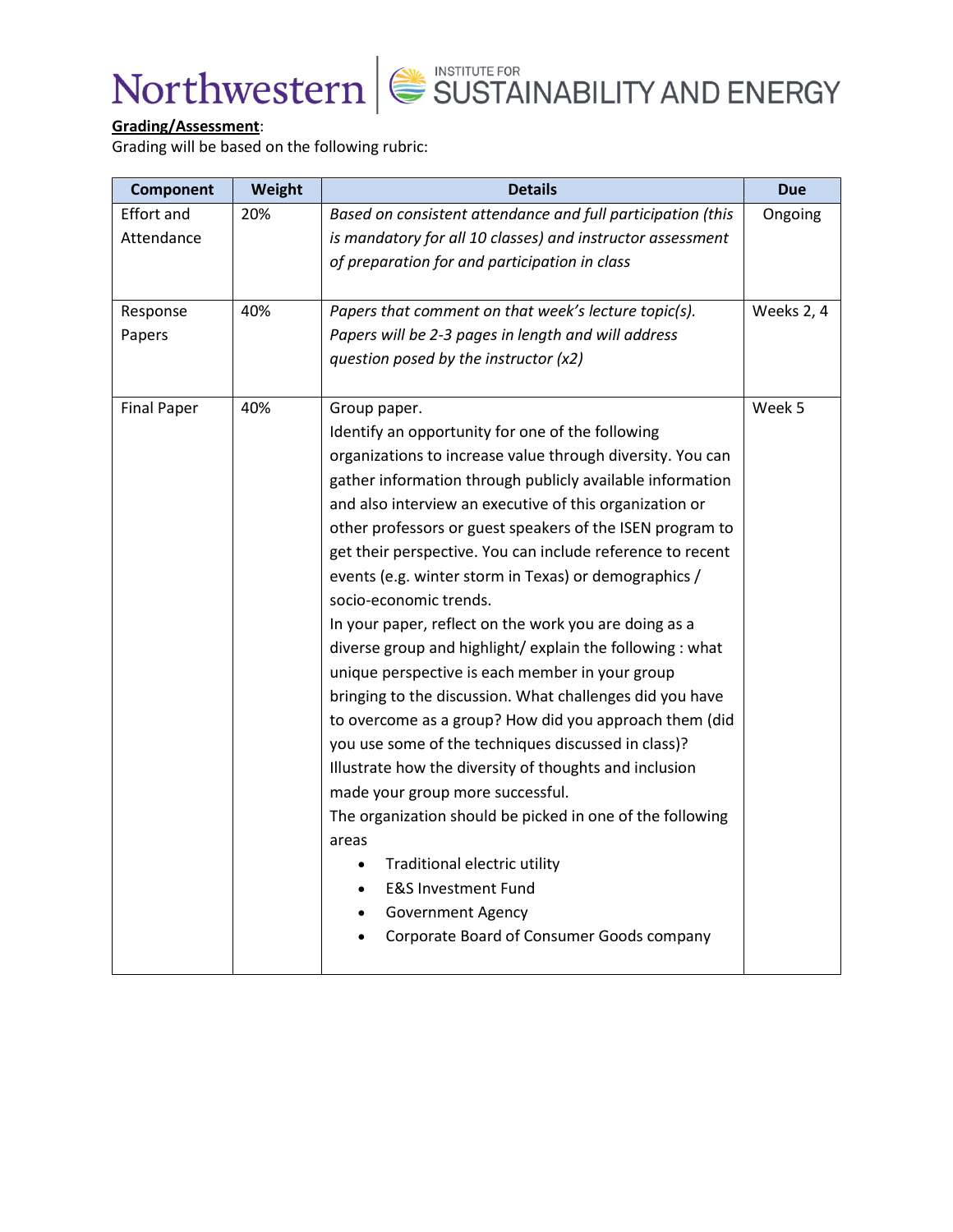**Grading/Assessment**:
Grading will be based on the following rubric:

| Component | Weight | Details | Due |
|---|---|---|---|
| Effort and Attendance | 20% | *Based on consistent attendance and full participation (this is mandatory for all 10 classes) and instructor assessment of preparation for and participation in class* | Ongoing |
| Response Papers | 40% | *Papers that comment on that week's lecture topic(s). Papers will be 2-3 pages in length and will address question posed by the instructor (x2)* | Weeks 2, 4 |
| Final Paper | 40% | Group paper.<br>Identify an opportunity for one of the following organizations to increase value through diversity. You can gather information through publicly available information and also interview an executive of this organization or other professors or guest speakers of the ISEN program to get their perspective. You can include reference to recent events (e.g. winter storm in Texas) or demographics / socio-economic trends.<br>In your paper, reflect on the work you are doing as a diverse group and highlight/ explain the following : what unique perspective is each member in your group bringing to the discussion. What challenges did you have to overcome as a group? How did you approach them (did you use some of the techniques discussed in class)? Illustrate how the diversity of thoughts and inclusion made your group more successful.<br>The organization should be picked in one of the following areas<br>• Traditional electric utility<br>• E&S Investment Fund<br>• Government Agency<br>• Corporate Board of Consumer Goods company | Week 5 |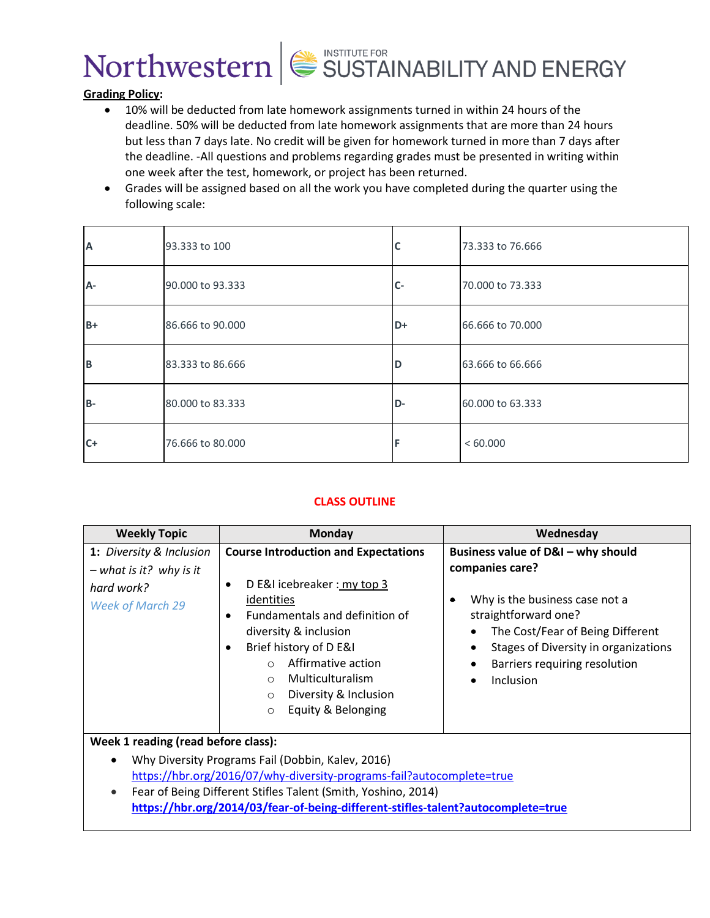**Grading Policy**:

- 10% will be deducted from late homework assignments turned in within 24 hours of the deadline. 50% will be deducted from late homework assignments that are more than 24 hours but less than 7 days late. No credit will be given for homework turned in more than 7 days after the deadline. -All questions and problems regarding grades must be presented in writing within one week after the test, homework, or project has been returned.
- Grades will be assigned based on all the work you have completed during the quarter using the following scale:

| | | | |
|---|---|---|---|
| **A** | 93.333 to 100 | **C** | 73.333 to 76.666 |
| **A-** | 90.000 to 93.333 | **C-** | 70.000 to 73.333 |
| **B+** | 86.666 to 90.000 | **D+** | 66.666 to 70.000 |
| **B** | 83.333 to 86.666 | **D** | 63.666 to 66.666 |
| **B-** | 80.000 to 83.333 | **D-** | 60.000 to 63.333 |
| **C+** | 76.666 to 80.000 | **F** | < 60.000 |

## CLASS OUTLINE

| Weekly Topic | Monday | Wednesday |
|---|---|---|
| **1:** *Diversity & Inclusion – what is it? why is it hard work?* *Week of March 29* | **Course Introduction and Expectations** <br>• D E&I icebreaker : my top 3 identities <br>• Fundamentals and definition of diversity & inclusion <br>• Brief history of D E&I <br>&nbsp;&nbsp;○ Affirmative action <br>&nbsp;&nbsp;○ Multiculturalism <br>&nbsp;&nbsp;○ Diversity & Inclusion <br>&nbsp;&nbsp;○ Equity & Belonging | **Business value of D&I – why should companies care?** <br>• Why is the business case not a straightforward one? <br>&nbsp;&nbsp;• The Cost/Fear of Being Different <br>&nbsp;&nbsp;• Stages of Diversity in organizations <br>&nbsp;&nbsp;• Barriers requiring resolution <br>&nbsp;&nbsp;• Inclusion |

**Week 1 reading (read before class):**

- Why Diversity Programs Fail (Dobbin, Kalev, 2016) https://hbr.org/2016/07/why-diversity-programs-fail?autocomplete=true
- Fear of Being Different Stifles Talent (Smith, Yoshino, 2014) **https://hbr.org/2014/03/fear-of-being-different-stifles-talent?autocomplete=true**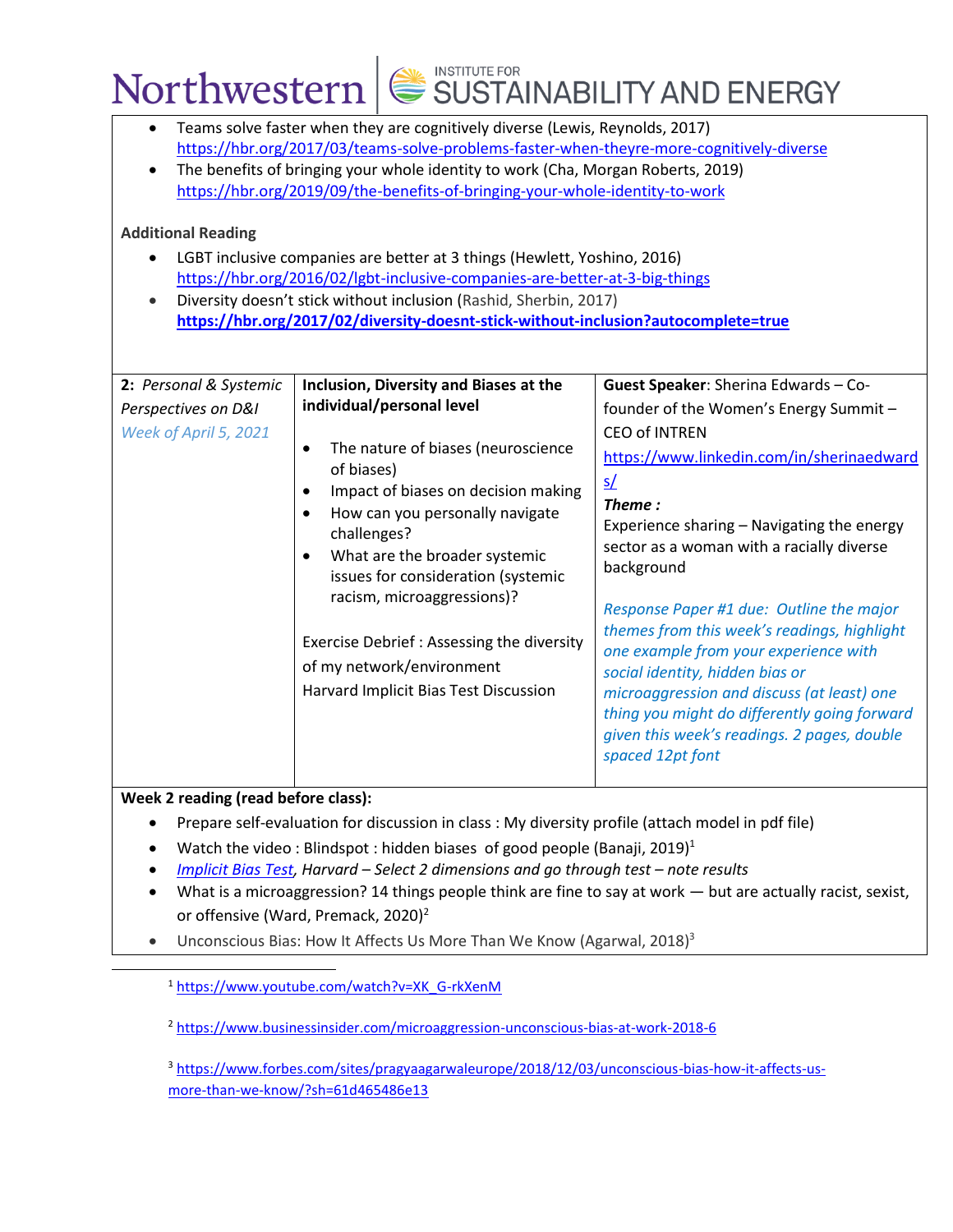- Teams solve faster when they are cognitively diverse (Lewis, Reynolds, 2017) https://hbr.org/2017/03/teams-solve-problems-faster-when-theyre-more-cognitively-diverse
- The benefits of bringing your whole identity to work (Cha, Morgan Roberts, 2019) https://hbr.org/2019/09/the-benefits-of-bringing-your-whole-identity-to-work

**Additional Reading**

- LGBT inclusive companies are better at 3 things (Hewlett, Yoshino, 2016) https://hbr.org/2016/02/lgbt-inclusive-companies-are-better-at-3-big-things
- Diversity doesn't stick without inclusion (Rashid, Sherbin, 2017) **https://hbr.org/2017/02/diversity-doesnt-stick-without-inclusion?autocomplete=true**

| | | |
|---|---|---|
| **2:** *Personal & Systemic Perspectives on D&I* *Week of April 5, 2021* | **Inclusion, Diversity and Biases at the individual/personal level** <br> • The nature of biases (neuroscience of biases) <br> • Impact of biases on decision making <br> • How can you personally navigate challenges? <br> • What are the broader systemic issues for consideration (systemic racism, microaggressions)? <br><br> Exercise Debrief : Assessing the diversity of my network/environment <br> Harvard Implicit Bias Test Discussion | **Guest Speaker**: Sherina Edwards – Co-founder of the Women's Energy Summit – CEO of INTREN <br> https://www.linkedin.com/in/sherinaedwards/ <br> ***Theme :*** <br> Experience sharing – Navigating the energy sector as a woman with a racially diverse background <br><br> *Response Paper #1 due: Outline the major themes from this week's readings, highlight one example from your experience with social identity, hidden bias or microaggression and discuss (at least) one thing you might do differently going forward given this week's readings. 2 pages, double spaced 12pt font* |

**Week 2 reading (read before class):**

- Prepare self-evaluation for discussion in class : My diversity profile (attach model in pdf file)
- Watch the video : Blindspot : hidden biases of good people (Banaji, 2019)[1]
- *Implicit Bias Test, Harvard – Select 2 dimensions and go through test – note results*
- What is a microaggression? 14 things people think are fine to say at work — but are actually racist, sexist, or offensive (Ward, Premack, 2020)[2]
- Unconscious Bias: How It Affects Us More Than We Know (Agarwal, 2018)[3]

---

[1] https://www.youtube.com/watch?v=XK_G-rkXenM

[2] https://www.businessinsider.com/microaggression-unconscious-bias-at-work-2018-6

[3] https://www.forbes.com/sites/pragyaagarwaleurope/2018/12/03/unconscious-bias-how-it-affects-us-more-than-we-know/?sh=61d465486e13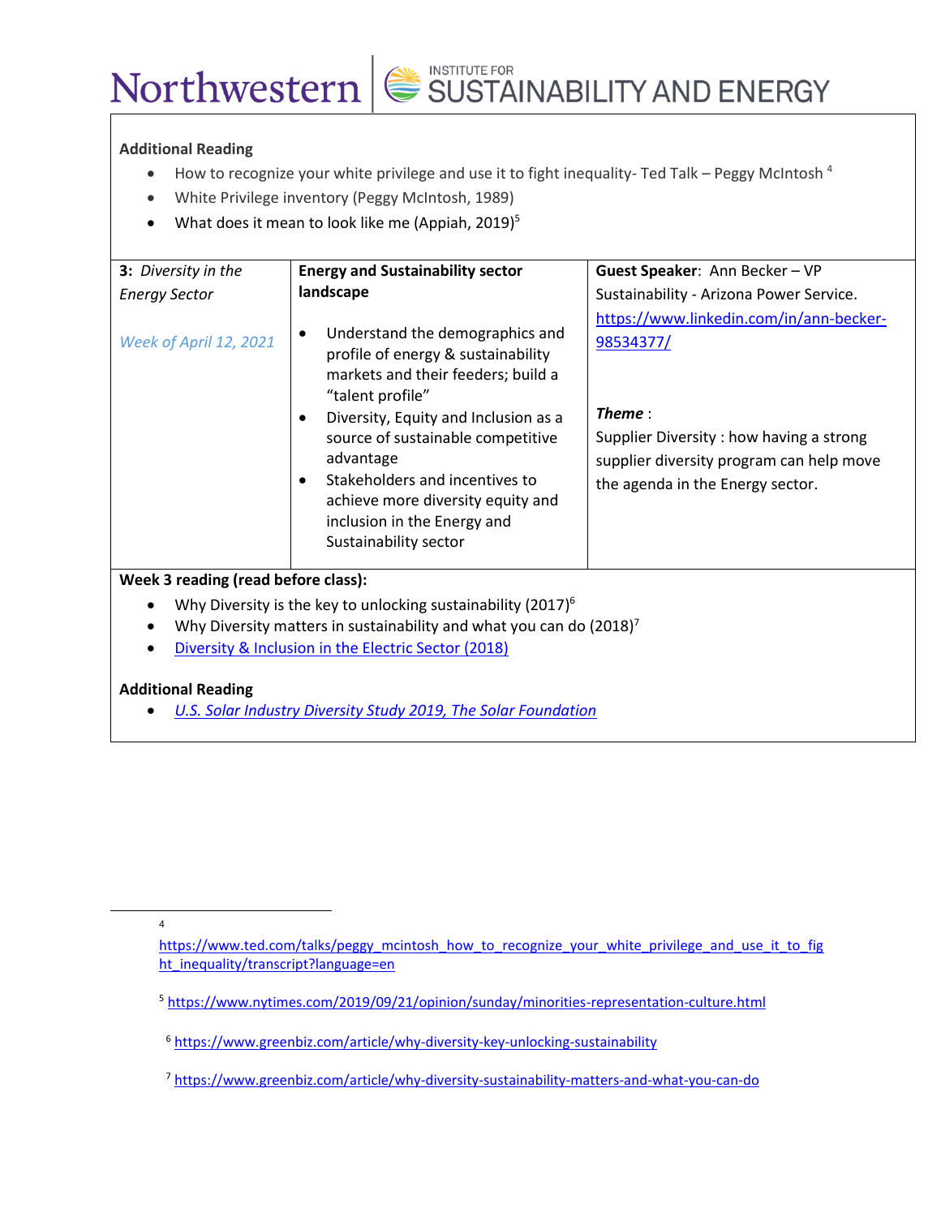**Additional Reading**

- How to recognize your white privilege and use it to fight inequality- Ted Talk – Peggy McIntosh [4]
- White Privilege inventory (Peggy McIntosh, 1989)
- What does it mean to look like me (Appiah, 2019)[5]

| **3:** *Diversity in the Energy Sector*<br><br>*Week of April 12, 2021* | **Energy and Sustainability sector landscape**<br><br>• Understand the demographics and profile of energy & sustainability markets and their feeders; build a "talent profile"<br>• Diversity, Equity and Inclusion as a source of sustainable competitive advantage<br>• Stakeholders and incentives to achieve more diversity equity and inclusion in the Energy and Sustainability sector | **Guest Speaker**: Ann Becker – VP Sustainability - Arizona Power Service. https://www.linkedin.com/in/ann-becker-98534377/<br><br>***Theme*** :<br>Supplier Diversity : how having a strong supplier diversity program can help move the agenda in the Energy sector. |
|---|---|---|

**Week 3 reading (read before class):**

- Why Diversity is the key to unlocking sustainability (2017)[6]
- Why Diversity matters in sustainability and what you can do (2018)[7]
- Diversity & Inclusion in the Electric Sector (2018)

**Additional Reading**

- *U.S. Solar Industry Diversity Study 2019, The Solar Foundation*

---

[4] https://www.ted.com/talks/peggy_mcintosh_how_to_recognize_your_white_privilege_and_use_it_to_fight_inequality/transcript?language=en

[5] https://www.nytimes.com/2019/09/21/opinion/sunday/minorities-representation-culture.html

[6] https://www.greenbiz.com/article/why-diversity-key-unlocking-sustainability

[7] https://www.greenbiz.com/article/why-diversity-sustainability-matters-and-what-you-can-do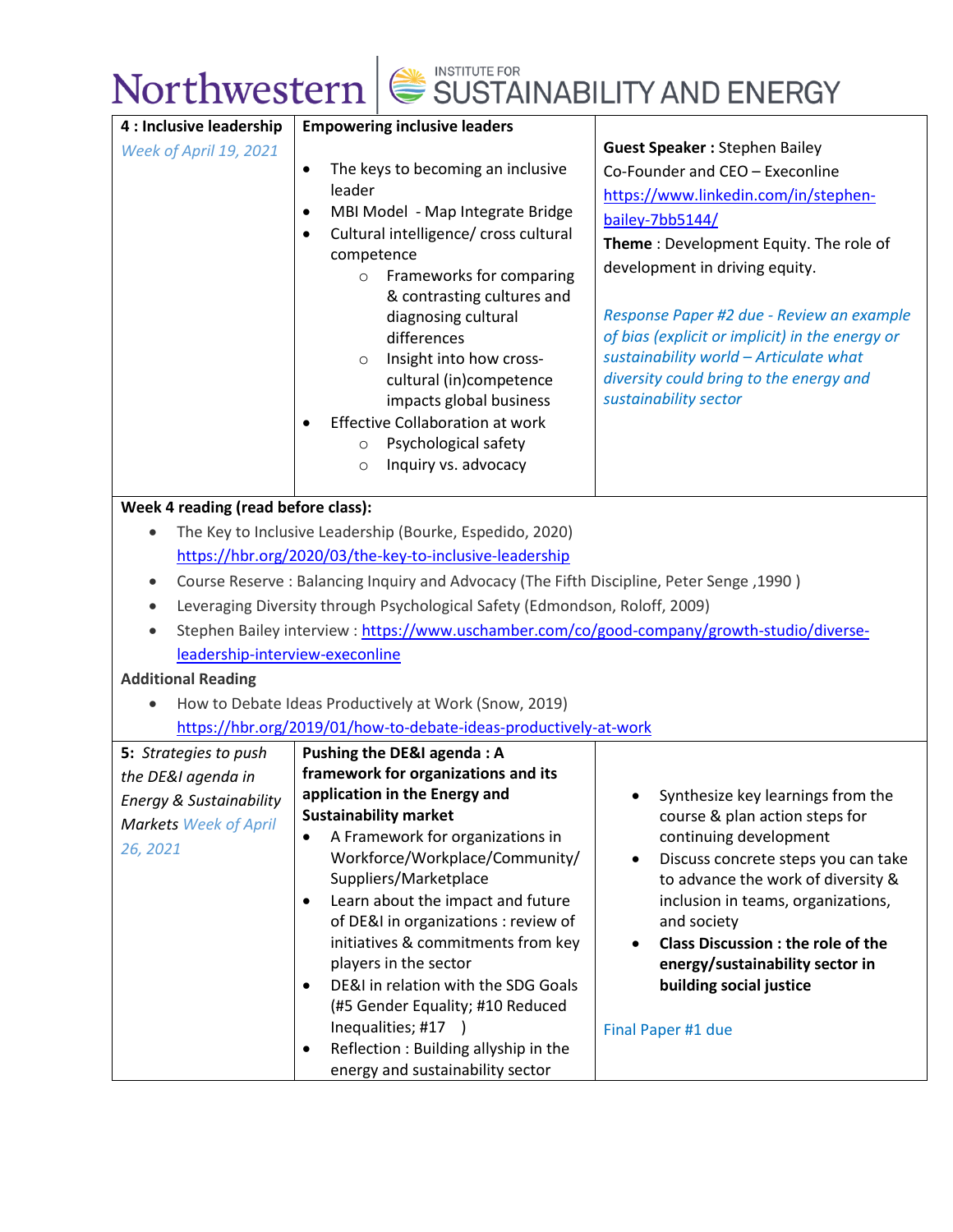| 4 : Inclusive leadership<br>*Week of April 19, 2021* | **Empowering inclusive leaders**<br>• The keys to becoming an inclusive leader<br>• MBI Model - Map Integrate Bridge<br>• Cultural intelligence/ cross cultural competence<br>  ○ Frameworks for comparing & contrasting cultures and diagnosing cultural differences<br>  ○ Insight into how cross-cultural (in)competence impacts global business<br>• Effective Collaboration at work<br>  ○ Psychological safety<br>  ○ Inquiry vs. advocacy | **Guest Speaker :** Stephen Bailey<br>Co-Founder and CEO – Execonline<br>https://www.linkedin.com/in/stephen-bailey-7bb5144/<br>**Theme** : Development Equity. The role of development in driving equity.<br><br>*Response Paper #2 due - Review an example of bias (explicit or implicit) in the energy or sustainability world – Articulate what diversity could bring to the energy and sustainability sector* |
|---|---|---|
| **Week 4 reading (read before class):**<br>• The Key to Inclusive Leadership (Bourke, Espedido, 2020) https://hbr.org/2020/03/the-key-to-inclusive-leadership<br>• Course Reserve : Balancing Inquiry and Advocacy (The Fifth Discipline, Peter Senge ,1990 )<br>• Leveraging Diversity through Psychological Safety (Edmondson, Roloff, 2009)<br>• Stephen Bailey interview : https://www.uschamber.com/co/good-company/growth-studio/diverse-leadership-interview-execonline<br>**Additional Reading**<br>• How to Debate Ideas Productively at Work (Snow, 2019) https://hbr.org/2019/01/how-to-debate-ideas-productively-at-work | | |
| **5:** *Strategies to push the DE&I agenda in Energy & Sustainability Markets* *Week of April 26, 2021* | **Pushing the DE&I agenda : A framework for organizations and its application in the Energy and Sustainability market**<br>• A Framework for organizations in Workforce/Workplace/Community/ Suppliers/Marketplace<br>• Learn about the impact and future of DE&I in organizations : review of initiatives & commitments from key players in the sector<br>• DE&I in relation with the SDG Goals (#5 Gender Equality; #10 Reduced Inequalities; #17 )<br>• Reflection : Building allyship in the energy and sustainability sector | • Synthesize key learnings from the course & plan action steps for continuing development<br>• Discuss concrete steps you can take to advance the work of diversity & inclusion in teams, organizations, and society<br>• **Class Discussion : the role of the energy/sustainability sector in building social justice**<br><br>Final Paper #1 due |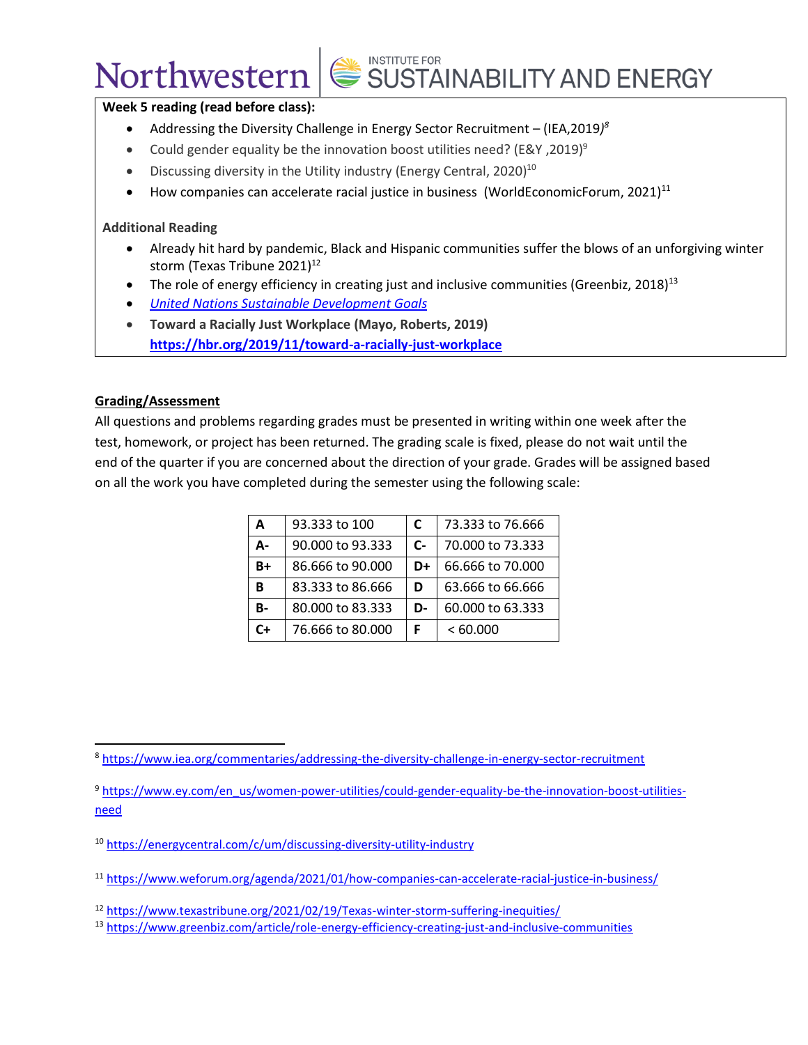**Week 5 reading (read before class):**

- Addressing the Diversity Challenge in Energy Sector Recruitment – (IEA,2019)[8]
- Could gender equality be the innovation boost utilities need? (E&Y ,2019)[9]
- Discussing diversity in the Utility industry (Energy Central, 2020)[10]
- How companies can accelerate racial justice in business (WorldEconomicForum, 2021)[11]

**Additional Reading**

- Already hit hard by pandemic, Black and Hispanic communities suffer the blows of an unforgiving winter storm (Texas Tribune 2021)[12]
- The role of energy efficiency in creating just and inclusive communities (Greenbiz, 2018)[13]
- *United Nations Sustainable Development Goals*
- **Toward a Racially Just Workplace (Mayo, Roberts, 2019)** **https://hbr.org/2019/11/toward-a-racially-just-workplace**

## Grading/Assessment

All questions and problems regarding grades must be presented in writing within one week after the test, homework, or project has been returned. The grading scale is fixed, please do not wait until the end of the quarter if you are concerned about the direction of your grade. Grades will be assigned based on all the work you have completed during the semester using the following scale:

| A | 93.333 to 100 | C | 73.333 to 76.666 |
|---|---|---|---|
| A- | 90.000 to 93.333 | C- | 70.000 to 73.333 |
| B+ | 86.666 to 90.000 | D+ | 66.666 to 70.000 |
| B | 83.333 to 86.666 | D | 63.666 to 66.666 |
| B- | 80.000 to 83.333 | D- | 60.000 to 63.333 |
| C+ | 76.666 to 80.000 | F | < 60.000 |

---

[8] https://www.iea.org/commentaries/addressing-the-diversity-challenge-in-energy-sector-recruitment

[9] https://www.ey.com/en_us/women-power-utilities/could-gender-equality-be-the-innovation-boost-utilities-need

[10] https://energycentral.com/c/um/discussing-diversity-utility-industry

[11] https://www.weforum.org/agenda/2021/01/how-companies-can-accelerate-racial-justice-in-business/

[12] https://www.texastribune.org/2021/02/19/Texas-winter-storm-suffering-inequities/

[13] https://www.greenbiz.com/article/role-energy-efficiency-creating-just-and-inclusive-communities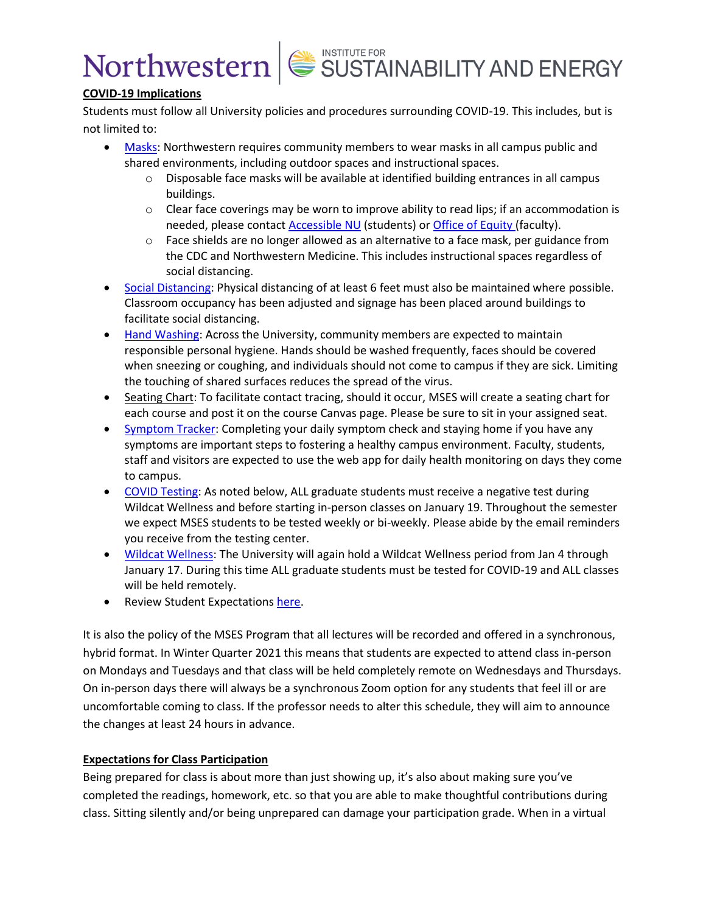## COVID-19 Implications

Students must follow all University policies and procedures surrounding COVID-19. This includes, but is not limited to:

- Masks: Northwestern requires community members to wear masks in all campus public and shared environments, including outdoor spaces and instructional spaces.
  - Disposable face masks will be available at identified building entrances in all campus buildings.
  - Clear face coverings may be worn to improve ability to read lips; if an accommodation is needed, please contact Accessible NU (students) or Office of Equity (faculty).
  - Face shields are no longer allowed as an alternative to a face mask, per guidance from the CDC and Northwestern Medicine. This includes instructional spaces regardless of social distancing.
- Social Distancing: Physical distancing of at least 6 feet must also be maintained where possible. Classroom occupancy has been adjusted and signage has been placed around buildings to facilitate social distancing.
- Hand Washing: Across the University, community members are expected to maintain responsible personal hygiene. Hands should be washed frequently, faces should be covered when sneezing or coughing, and individuals should not come to campus if they are sick. Limiting the touching of shared surfaces reduces the spread of the virus.
- Seating Chart: To facilitate contact tracing, should it occur, MSES will create a seating chart for each course and post it on the course Canvas page. Please be sure to sit in your assigned seat.
- Symptom Tracker: Completing your daily symptom check and staying home if you have any symptoms are important steps to fostering a healthy campus environment. Faculty, students, staff and visitors are expected to use the web app for daily health monitoring on days they come to campus.
- COVID Testing: As noted below, ALL graduate students must receive a negative test during Wildcat Wellness and before starting in-person classes on January 19. Throughout the semester we expect MSES students to be tested weekly or bi-weekly. Please abide by the email reminders you receive from the testing center.
- Wildcat Wellness: The University will again hold a Wildcat Wellness period from Jan 4 through January 17. During this time ALL graduate students must be tested for COVID-19 and ALL classes will be held remotely.
- Review Student Expectations here.

It is also the policy of the MSES Program that all lectures will be recorded and offered in a synchronous, hybrid format. In Winter Quarter 2021 this means that students are expected to attend class in-person on Mondays and Tuesdays and that class will be held completely remote on Wednesdays and Thursdays. On in-person days there will always be a synchronous Zoom option for any students that feel ill or are uncomfortable coming to class. If the professor needs to alter this schedule, they will aim to announce the changes at least 24 hours in advance.

## Expectations for Class Participation

Being prepared for class is about more than just showing up, it's also about making sure you've completed the readings, homework, etc. so that you are able to make thoughtful contributions during class. Sitting silently and/or being unprepared can damage your participation grade. When in a virtual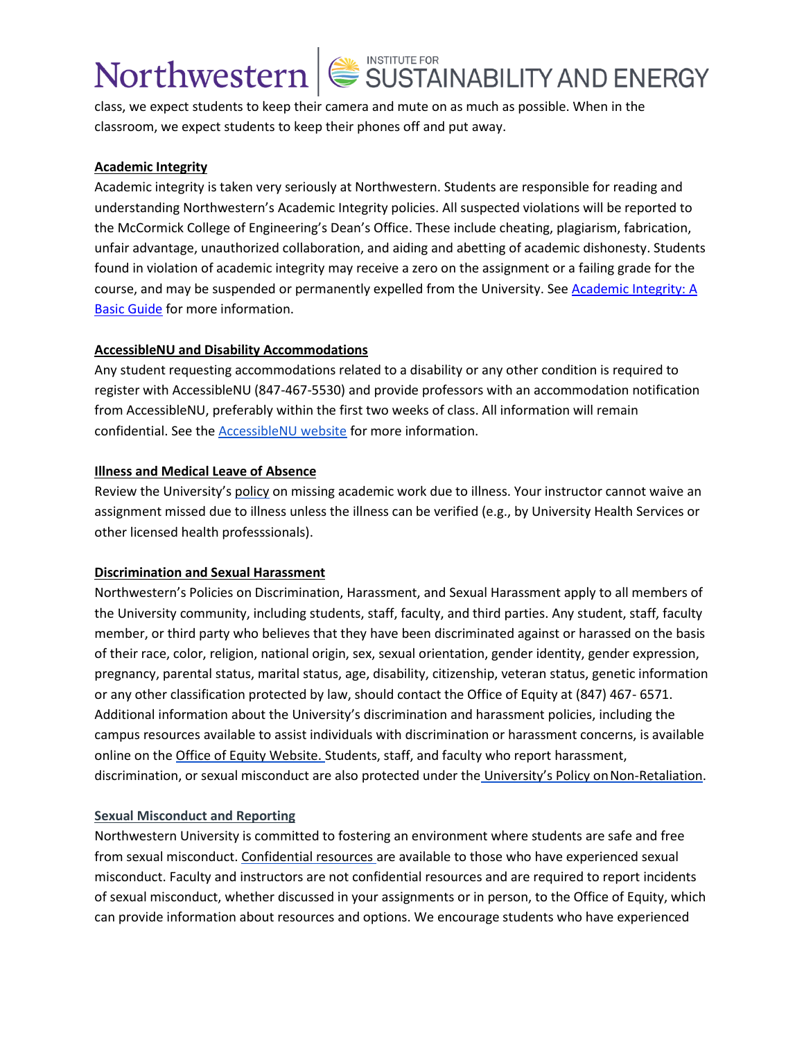class, we expect students to keep their camera and mute on as much as possible. When in the classroom, we expect students to keep their phones off and put away.

**Academic Integrity**

Academic integrity is taken very seriously at Northwestern. Students are responsible for reading and understanding Northwestern's Academic Integrity policies. All suspected violations will be reported to the McCormick College of Engineering's Dean's Office. These include cheating, plagiarism, fabrication, unfair advantage, unauthorized collaboration, and aiding and abetting of academic dishonesty. Students found in violation of academic integrity may receive a zero on the assignment or a failing grade for the course, and may be suspended or permanently expelled from the University. See Academic Integrity: A Basic Guide for more information.

**AccessibleNU and Disability Accommodations**

Any student requesting accommodations related to a disability or any other condition is required to register with AccessibleNU (847-467-5530) and provide professors with an accommodation notification from AccessibleNU, preferably within the first two weeks of class. All information will remain confidential. See the AccessibleNU website for more information.

**Illness and Medical Leave of Absence**

Review the University's policy on missing academic work due to illness. Your instructor cannot waive an assignment missed due to illness unless the illness can be verified (e.g., by University Health Services or other licensed health professsionals).

**Discrimination and Sexual Harassment**

Northwestern's Policies on Discrimination, Harassment, and Sexual Harassment apply to all members of the University community, including students, staff, faculty, and third parties. Any student, staff, faculty member, or third party who believes that they have been discriminated against or harassed on the basis of their race, color, religion, national origin, sex, sexual orientation, gender identity, gender expression, pregnancy, parental status, marital status, age, disability, citizenship, veteran status, genetic information or any other classification protected by law, should contact the Office of Equity at (847) 467- 6571. Additional information about the University's discrimination and harassment policies, including the campus resources available to assist individuals with discrimination or harassment concerns, is available online on the Office of Equity Website. Students, staff, and faculty who report harassment, discrimination, or sexual misconduct are also protected under the University's Policy on Non-Retaliation.

**Sexual Misconduct and Reporting**

Northwestern University is committed to fostering an environment where students are safe and free from sexual misconduct. Confidential resources are available to those who have experienced sexual misconduct. Faculty and instructors are not confidential resources and are required to report incidents of sexual misconduct, whether discussed in your assignments or in person, to the Office of Equity, which can provide information about resources and options. We encourage students who have experienced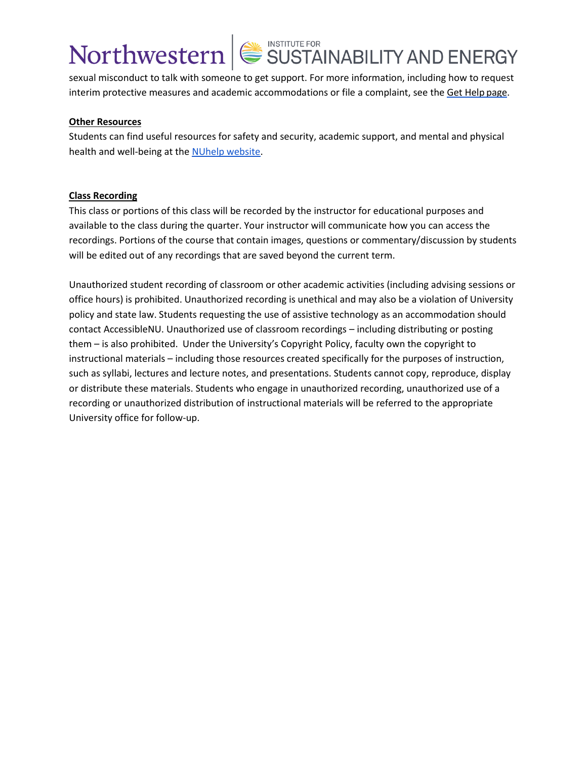sexual misconduct to talk with someone to get support. For more information, including how to request interim protective measures and academic accommodations or file a complaint, see the Get Help page.

**Other Resources**

Students can find useful resources for safety and security, academic support, and mental and physical health and well-being at the NUhelp website.

**Class Recording**

This class or portions of this class will be recorded by the instructor for educational purposes and available to the class during the quarter. Your instructor will communicate how you can access the recordings. Portions of the course that contain images, questions or commentary/discussion by students will be edited out of any recordings that are saved beyond the current term.

Unauthorized student recording of classroom or other academic activities (including advising sessions or office hours) is prohibited. Unauthorized recording is unethical and may also be a violation of University policy and state law. Students requesting the use of assistive technology as an accommodation should contact AccessibleNU. Unauthorized use of classroom recordings – including distributing or posting them – is also prohibited. Under the University's Copyright Policy, faculty own the copyright to instructional materials – including those resources created specifically for the purposes of instruction, such as syllabi, lectures and lecture notes, and presentations. Students cannot copy, reproduce, display or distribute these materials. Students who engage in unauthorized recording, unauthorized use of a recording or unauthorized distribution of instructional materials will be referred to the appropriate University office for follow-up.